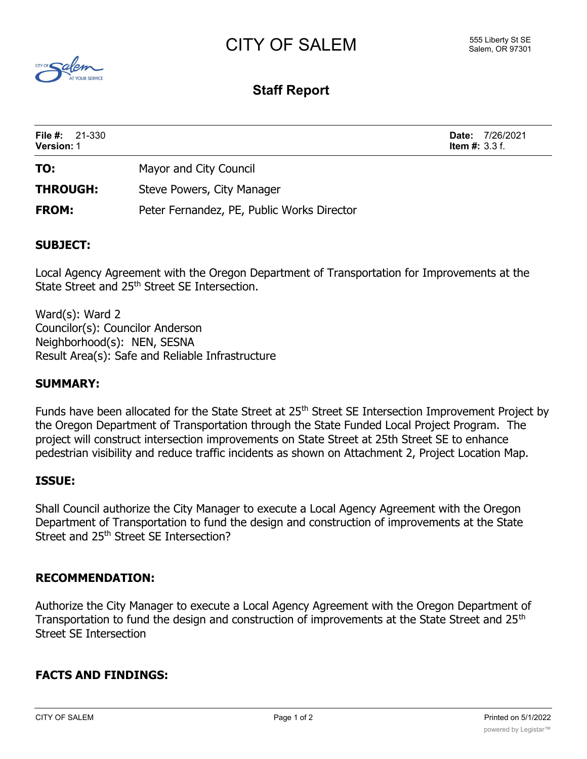# CITY OF SALEM

555 Liberty St SE
Salem, OR 97301

## Staff Report

**File #:** 21-330
**Version:** 1

**Date:** 7/26/2021
**Item #:** 3.3 f.

**TO:** Mayor and City Council

**THROUGH:** Steve Powers, City Manager

**FROM:** Peter Fernandez, PE, Public Works Director

### SUBJECT:

Local Agency Agreement with the Oregon Department of Transportation for Improvements at the State Street and 25th Street SE Intersection.

Ward(s): Ward 2
Councilor(s): Councilor Anderson
Neighborhood(s): NEN, SESNA
Result Area(s): Safe and Reliable Infrastructure

### SUMMARY:

Funds have been allocated for the State Street at 25th Street SE Intersection Improvement Project by the Oregon Department of Transportation through the State Funded Local Project Program. The project will construct intersection improvements on State Street at 25th Street SE to enhance pedestrian visibility and reduce traffic incidents as shown on Attachment 2, Project Location Map.

### ISSUE:

Shall Council authorize the City Manager to execute a Local Agency Agreement with the Oregon Department of Transportation to fund the design and construction of improvements at the State Street and 25th Street SE Intersection?

### RECOMMENDATION:

Authorize the City Manager to execute a Local Agency Agreement with the Oregon Department of Transportation to fund the design and construction of improvements at the State Street and 25th Street SE Intersection

### FACTS AND FINDINGS: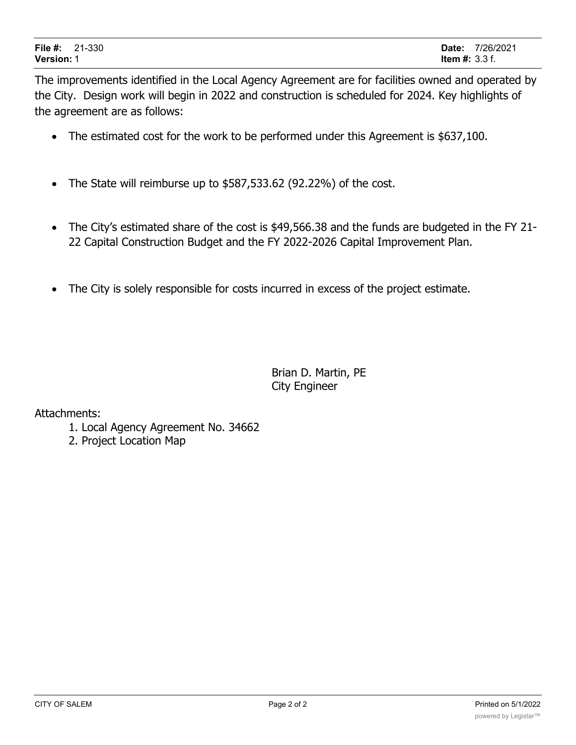The improvements identified in the Local Agency Agreement are for facilities owned and operated by the City. Design work will begin in 2022 and construction is scheduled for 2024. Key highlights of the agreement are as follows:

- The estimated cost for the work to be performed under this Agreement is $637,100.

- The State will reimburse up to $587,533.62 (92.22%) of the cost.

- The City's estimated share of the cost is $49,566.38 and the funds are budgeted in the FY 21-22 Capital Construction Budget and the FY 2022-2026 Capital Improvement Plan.

- The City is solely responsible for costs incurred in excess of the project estimate.

Brian D. Martin, PE
City Engineer

Attachments:

1. Local Agency Agreement No. 34662
2. Project Location Map